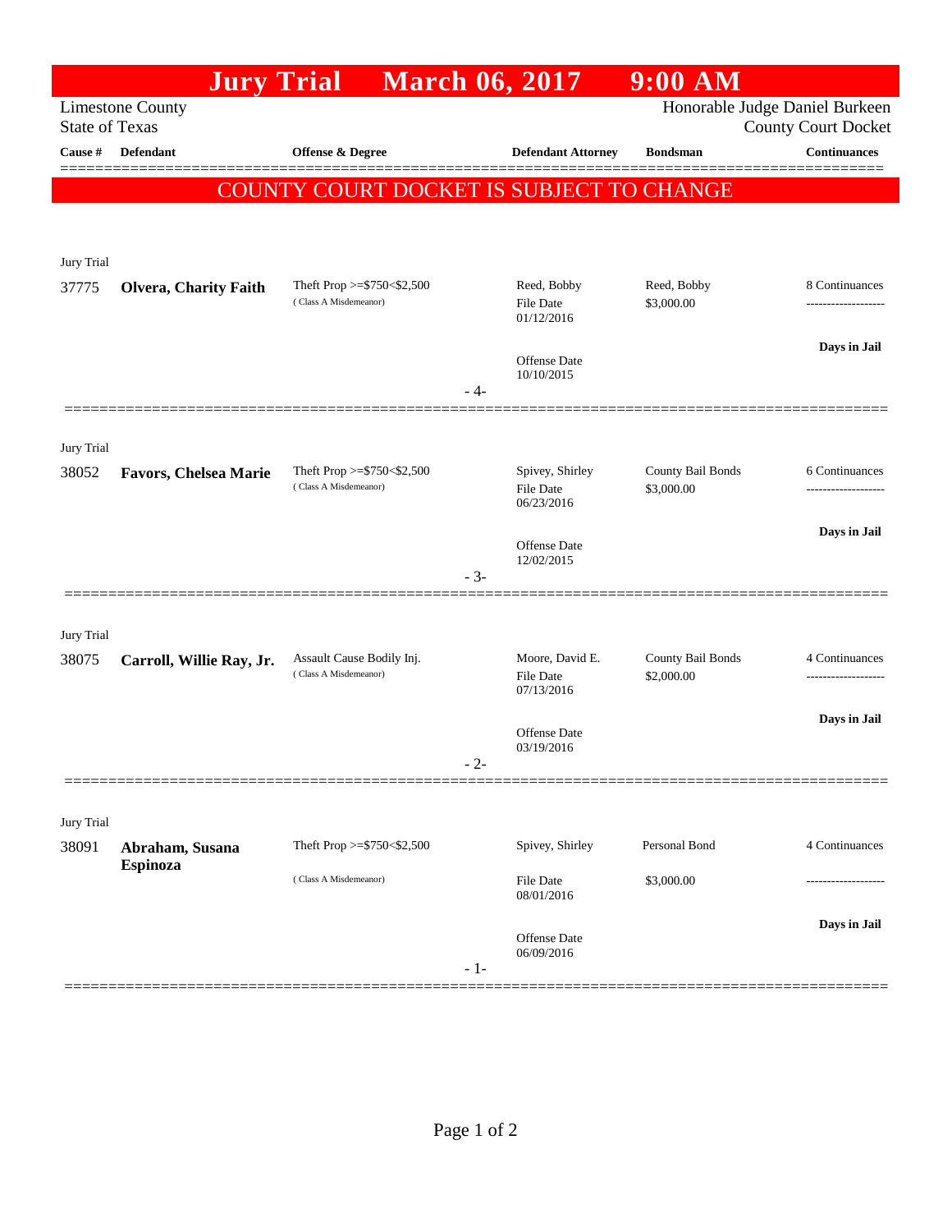# Jury Trial March 06, 2017 9:00 AM

Limestone County
State of Texas

Honorable Judge Daniel Burkeen
County Court Docket

| Cause # | Defendant | Offense & Degree | Defendant Attorney | Bondsman | Continuances |
|---|---|---|---|---|---|

**COUNTY COURT DOCKET IS SUBJECT TO CHANGE**

Jury Trial

| Cause # | Defendant | Offense & Degree | Defendant Attorney | Bondsman | Continuances |
|---|---|---|---|---|---|
| 37775 | **Olvera, Charity Faith** | Theft Prop >=$750<$2,500 (Class A Misdemeanor) | Reed, Bobby<br>File Date 01/12/2016<br>Offense Date 10/10/2015 | Reed, Bobby<br>$3,000.00 | 8 Continuances<br>-------------------<br>**Days in Jail** |

- 4-

Jury Trial

| Cause # | Defendant | Offense & Degree | Defendant Attorney | Bondsman | Continuances |
|---|---|---|---|---|---|
| 38052 | **Favors, Chelsea Marie** | Theft Prop >=$750<$2,500 (Class A Misdemeanor) | Spivey, Shirley<br>File Date 06/23/2016<br>Offense Date 12/02/2015 | County Bail Bonds<br>$3,000.00 | 6 Continuances<br>-------------------<br>**Days in Jail** |

- 3-

Jury Trial

| Cause # | Defendant | Offense & Degree | Defendant Attorney | Bondsman | Continuances |
|---|---|---|---|---|---|
| 38075 | **Carroll, Willie Ray, Jr.** | Assault Cause Bodily Inj. (Class A Misdemeanor) | Moore, David E.<br>File Date 07/13/2016<br>Offense Date 03/19/2016 | County Bail Bonds<br>$2,000.00 | 4 Continuances<br>-------------------<br>**Days in Jail** |

- 2-

Jury Trial

| Cause # | Defendant | Offense & Degree | Defendant Attorney | Bondsman | Continuances |
|---|---|---|---|---|---|
| 38091 | **Abraham, Susana Espinoza** | Theft Prop >=$750<$2,500 (Class A Misdemeanor) | Spivey, Shirley<br>File Date 08/01/2016<br>Offense Date 06/09/2016 | Personal Bond<br>$3,000.00 | 4 Continuances<br>-------------------<br>**Days in Jail** |

- 1-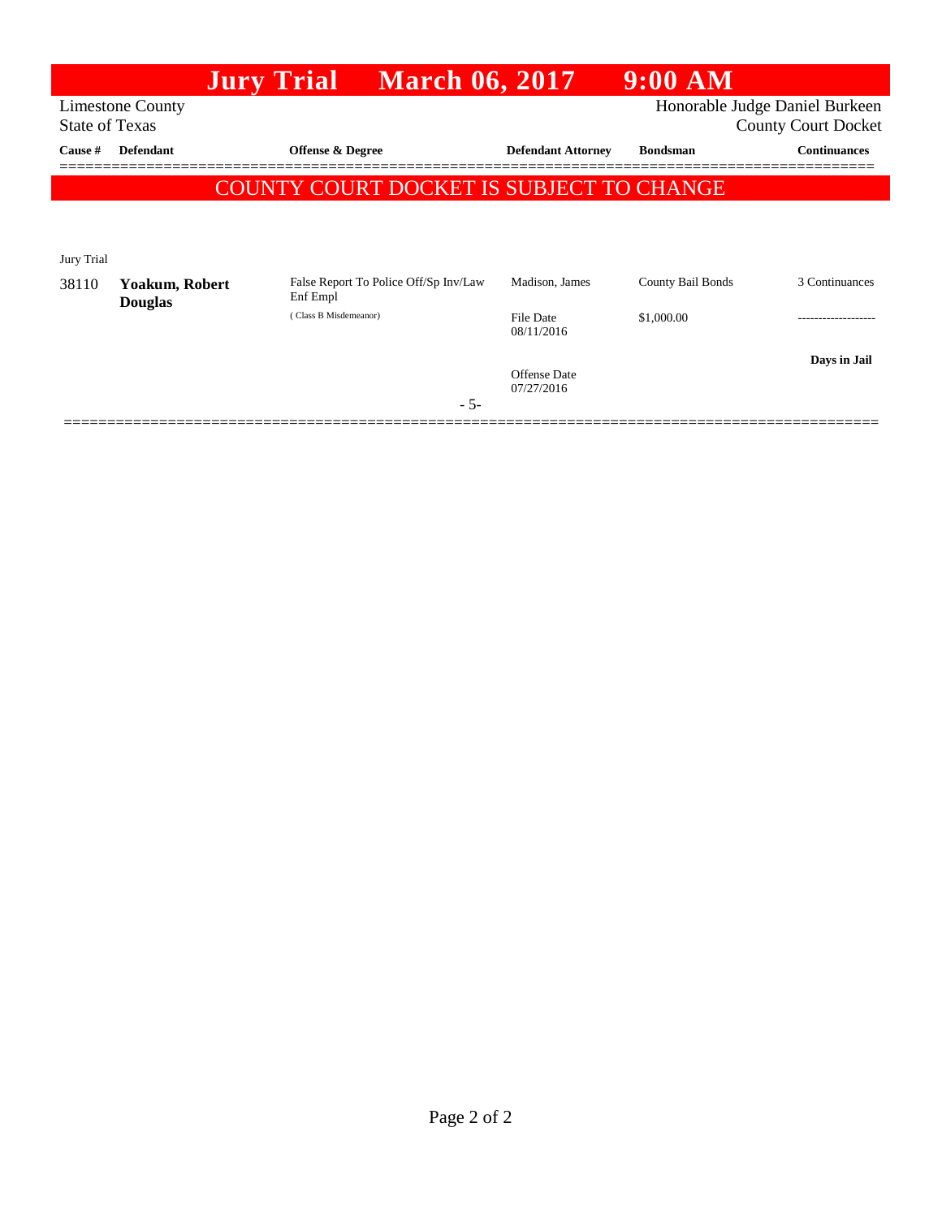# Jury Trial March 06, 2017 9:00 AM

Limestone County
State of Texas

Honorable Judge Daniel Burkeen
County Court Docket

## COUNTY COURT DOCKET IS SUBJECT TO CHANGE

Jury Trial

| Cause # | Defendant | Offense & Degree | Defendant Attorney | Bondsman | Continuances |
|---|---|---|---|---|---|
| 38110 | **Yoakum, Robert Douglas** | False Report To Police Off/Sp Inv/Law Enf Empl (Class B Misdemeanor) | Madison, James | County Bail Bonds | 3 Continuances |
| | | | File Date 08/11/2016 | $1,000.00 | ------------------- |
| | | | Offense Date 07/27/2016 | | **Days in Jail** |

- 5-